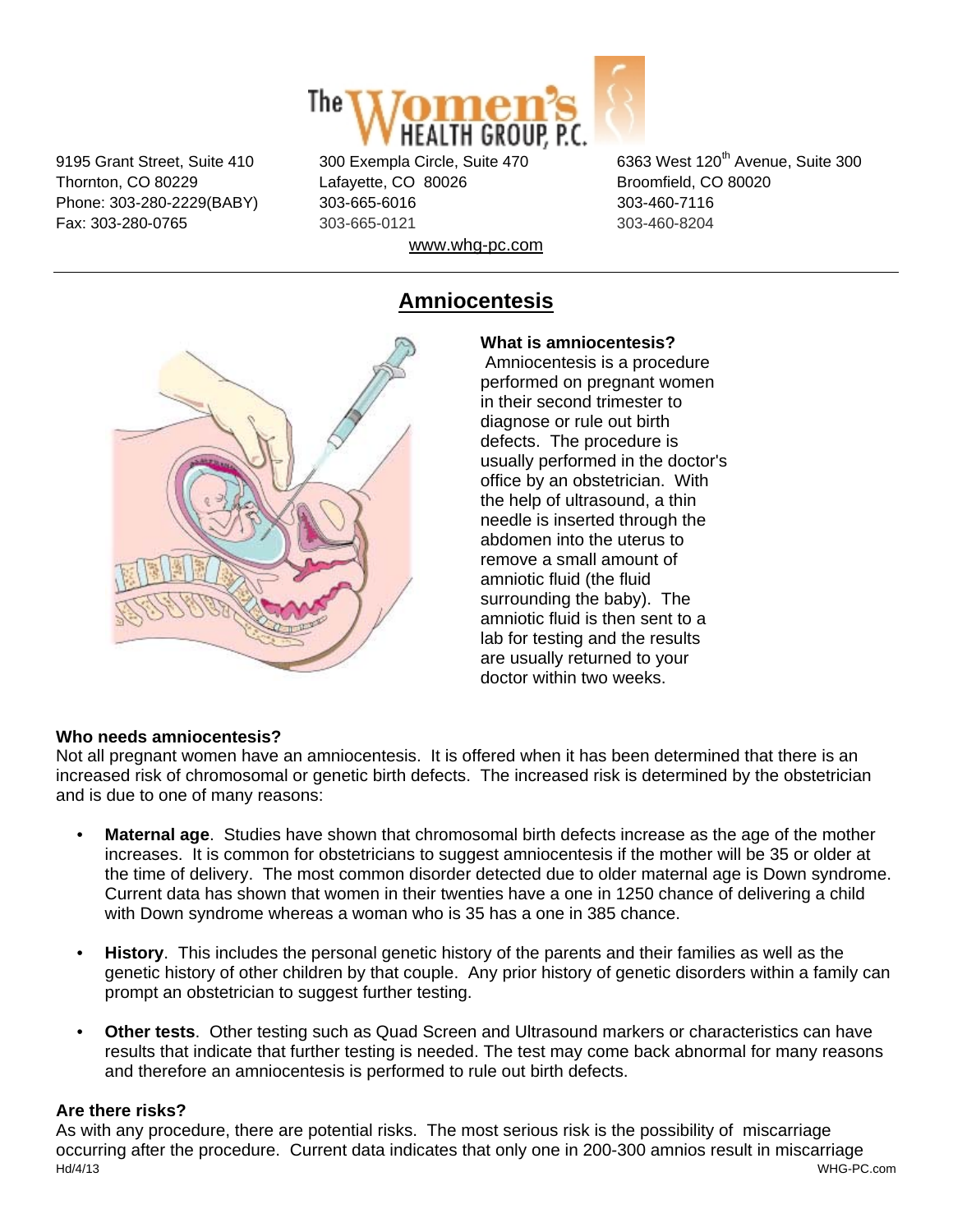The Women's HEALTH GROUP, P.C.

9195 Grant Street, Suite 410
Thornton, CO 80229
Phone: 303-280-2229(BABY)
Fax: 303-280-0765

300 Exempla Circle, Suite 470
Lafayette, CO 80026
303-665-6016
303-665-0121

6363 West 120th Avenue, Suite 300
Broomfield, CO 80020
303-460-7116
303-460-8204

www.whg-pc.com

---

# Amniocentesis

**What is amniocentesis?**
Amniocentesis is a procedure performed on pregnant women in their second trimester to diagnose or rule out birth defects. The procedure is usually performed in the doctor's office by an obstetrician. With the help of ultrasound, a thin needle is inserted through the abdomen into the uterus to remove a small amount of amniotic fluid (the fluid surrounding the baby). The amniotic fluid is then sent to a lab for testing and the results are usually returned to your doctor within two weeks.

**Who needs amniocentesis?**
Not all pregnant women have an amniocentesis. It is offered when it has been determined that there is an increased risk of chromosomal or genetic birth defects. The increased risk is determined by the obstetrician and is due to one of many reasons:

- **Maternal age**. Studies have shown that chromosomal birth defects increase as the age of the mother increases. It is common for obstetricians to suggest amniocentesis if the mother will be 35 or older at the time of delivery. The most common disorder detected due to older maternal age is Down syndrome. Current data has shown that women in their twenties have a one in 1250 chance of delivering a child with Down syndrome whereas a woman who is 35 has a one in 385 chance.

- **History**. This includes the personal genetic history of the parents and their families as well as the genetic history of other children by that couple. Any prior history of genetic disorders within a family can prompt an obstetrician to suggest further testing.

- **Other tests**. Other testing such as Quad Screen and Ultrasound markers or characteristics can have results that indicate that further testing is needed. The test may come back abnormal for many reasons and therefore an amniocentesis is performed to rule out birth defects.

**Are there risks?**
As with any procedure, there are potential risks. The most serious risk is the possibility of miscarriage occurring after the procedure. Current data indicates that only one in 200-300 amnios result in miscarriage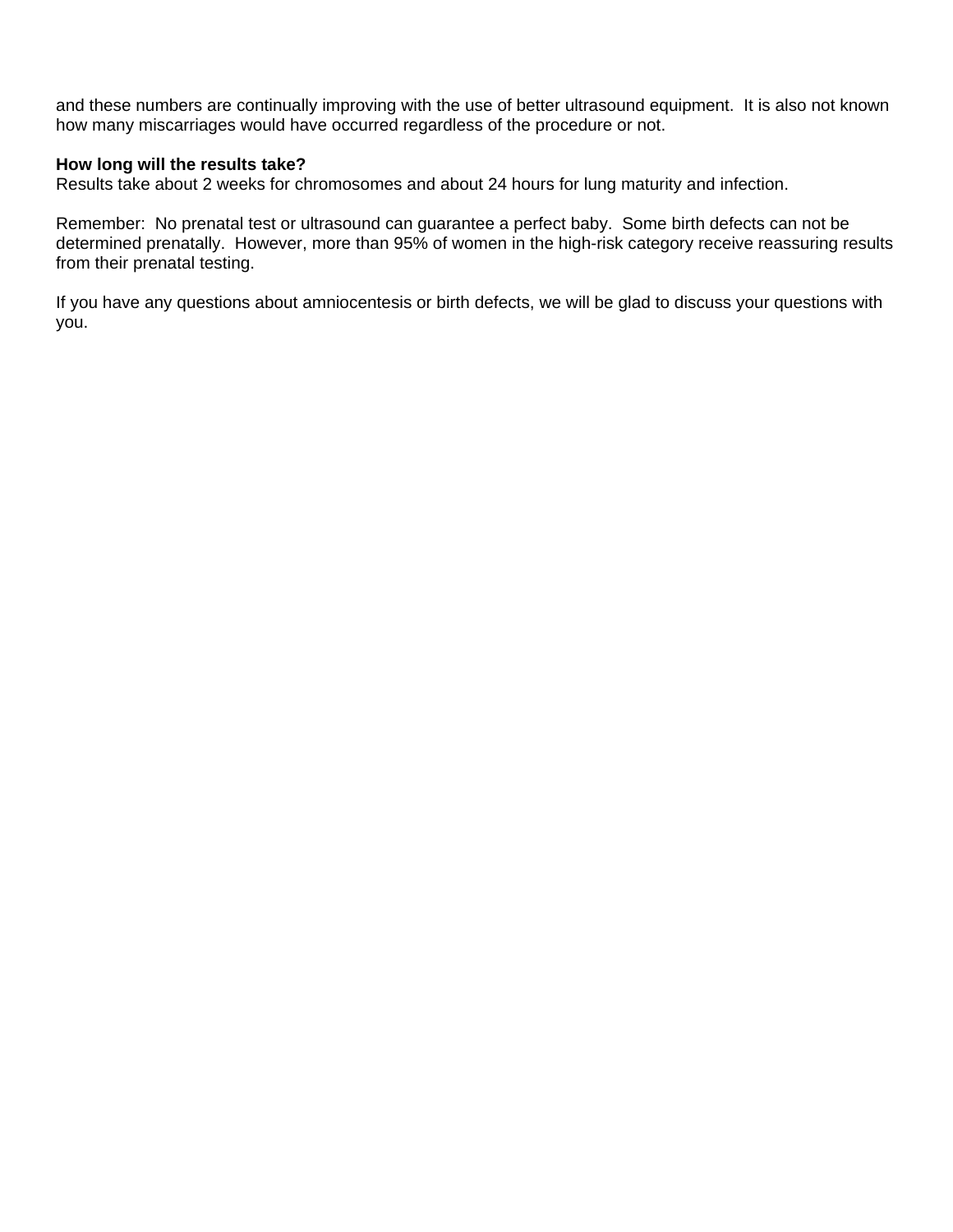and these numbers are continually improving with the use of better ultrasound equipment.  It is also not known how many miscarriages would have occurred regardless of the procedure or not.

**How long will the results take?**
Results take about 2 weeks for chromosomes and about 24 hours for lung maturity and infection.

Remember:  No prenatal test or ultrasound can guarantee a perfect baby.  Some birth defects can not be determined prenatally.  However, more than 95% of women in the high-risk category receive reassuring results from their prenatal testing.

If you have any questions about amniocentesis or birth defects, we will be glad to discuss your questions with you.